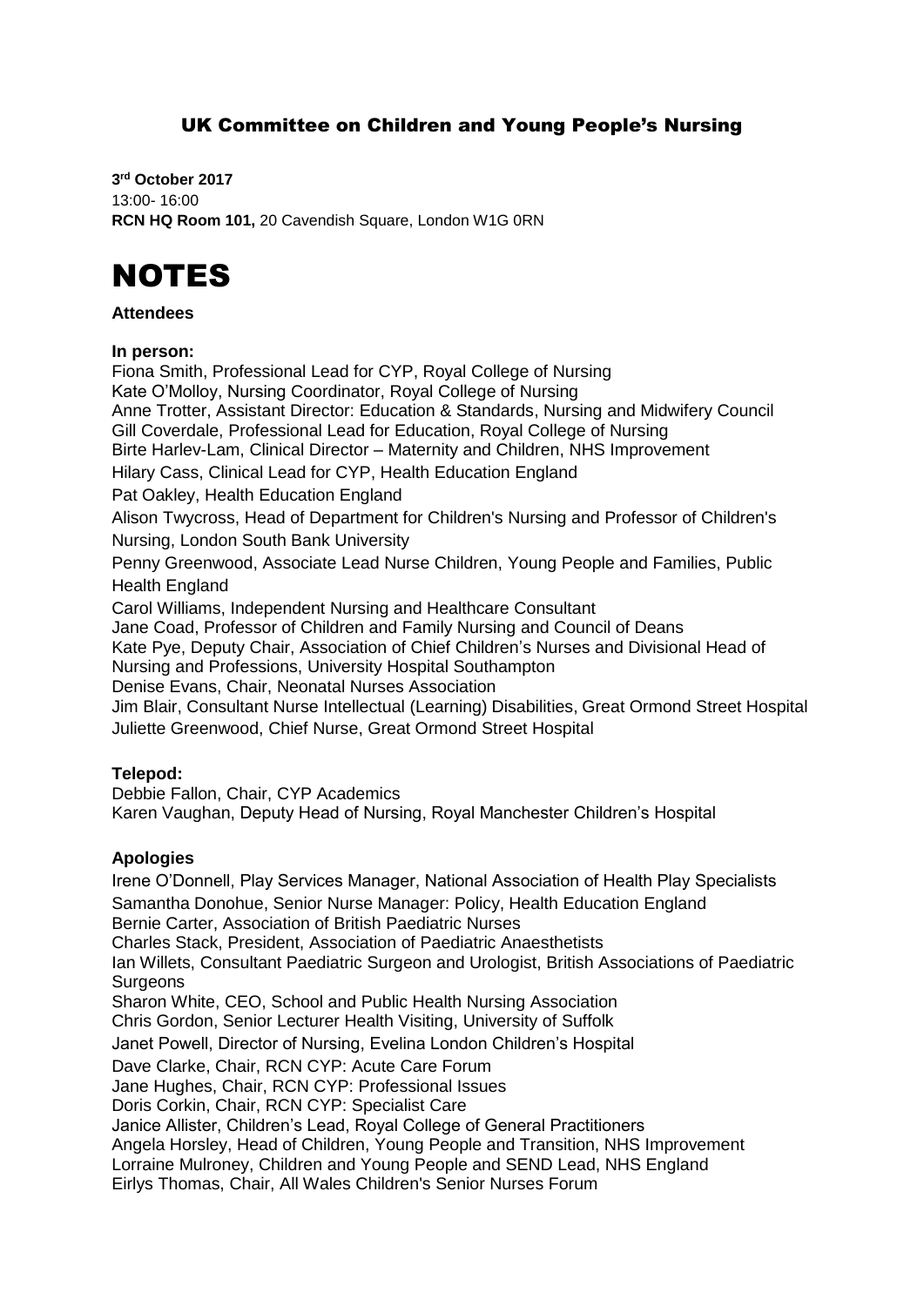## UK Committee on Children and Young People's Nursing

**3rd October 2017**
13:00- 16:00
**RCN HQ Room 101,** 20 Cavendish Square, London W1G 0RN

# NOTES

**Attendees**

**In person:**

Fiona Smith, Professional Lead for CYP, Royal College of Nursing
Kate O'Molloy, Nursing Coordinator, Royal College of Nursing
Anne Trotter, Assistant Director: Education & Standards, Nursing and Midwifery Council
Gill Coverdale, Professional Lead for Education, Royal College of Nursing
Birte Harlev-Lam, Clinical Director – Maternity and Children, NHS Improvement
Hilary Cass, Clinical Lead for CYP, Health Education England
Pat Oakley, Health Education England
Alison Twycross, Head of Department for Children's Nursing and Professor of Children's Nursing, London South Bank University
Penny Greenwood, Associate Lead Nurse Children, Young People and Families, Public Health England
Carol Williams, Independent Nursing and Healthcare Consultant
Jane Coad, Professor of Children and Family Nursing and Council of Deans
Kate Pye, Deputy Chair, Association of Chief Children's Nurses and Divisional Head of Nursing and Professions, University Hospital Southampton
Denise Evans, Chair, Neonatal Nurses Association
Jim Blair, Consultant Nurse Intellectual (Learning) Disabilities, Great Ormond Street Hospital
Juliette Greenwood, Chief Nurse, Great Ormond Street Hospital

**Telepod:**

Debbie Fallon, Chair, CYP Academics
Karen Vaughan, Deputy Head of Nursing, Royal Manchester Children's Hospital

**Apologies**

Irene O'Donnell, Play Services Manager, National Association of Health Play Specialists
Samantha Donohue, Senior Nurse Manager: Policy, Health Education England
Bernie Carter, Association of British Paediatric Nurses
Charles Stack, President, Association of Paediatric Anaesthetists
Ian Willets, Consultant Paediatric Surgeon and Urologist, British Associations of Paediatric Surgeons
Sharon White, CEO, School and Public Health Nursing Association
Chris Gordon, Senior Lecturer Health Visiting, University of Suffolk
Janet Powell, Director of Nursing, Evelina London Children's Hospital
Dave Clarke, Chair, RCN CYP: Acute Care Forum
Jane Hughes, Chair, RCN CYP: Professional Issues
Doris Corkin, Chair, RCN CYP: Specialist Care
Janice Allister, Children's Lead, Royal College of General Practitioners
Angela Horsley, Head of Children, Young People and Transition, NHS Improvement
Lorraine Mulroney, Children and Young People and SEND Lead, NHS England
Eirlys Thomas, Chair, All Wales Children's Senior Nurses Forum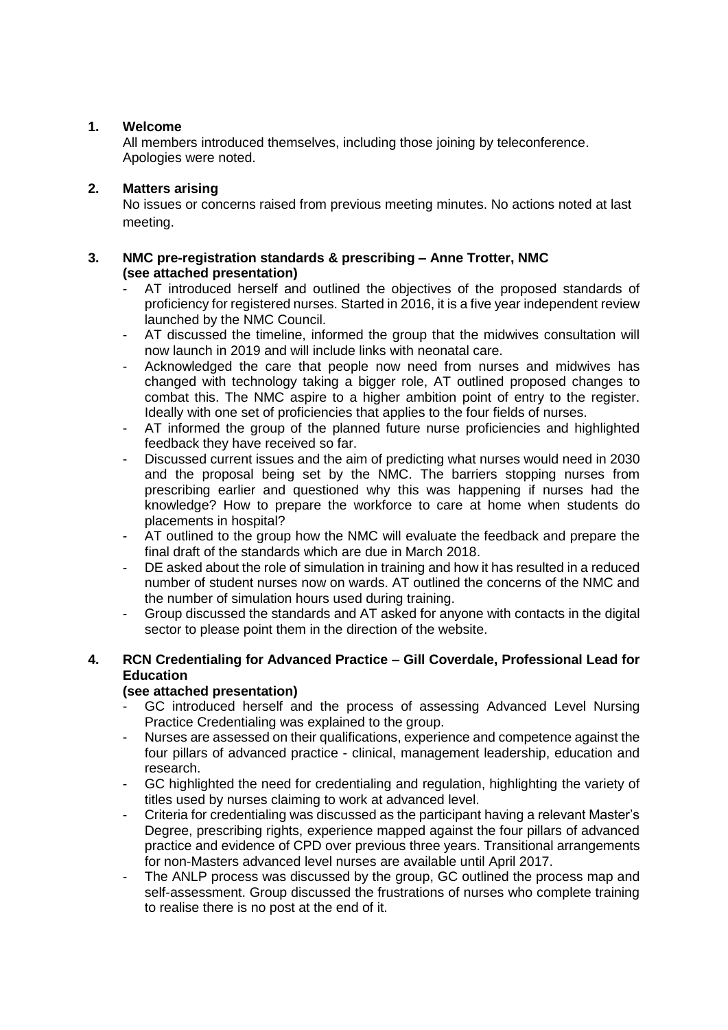1. **Welcome**

   All members introduced themselves, including those joining by teleconference. Apologies were noted.

2. **Matters arising**

   No issues or concerns raised from previous meeting minutes. No actions noted at last meeting.

3. **NMC pre-registration standards & prescribing – Anne Trotter, NMC (see attached presentation)**

   - AT introduced herself and outlined the objectives of the proposed standards of proficiency for registered nurses. Started in 2016, it is a five year independent review launched by the NMC Council.
   - AT discussed the timeline, informed the group that the midwives consultation will now launch in 2019 and will include links with neonatal care.
   - Acknowledged the care that people now need from nurses and midwives has changed with technology taking a bigger role, AT outlined proposed changes to combat this. The NMC aspire to a higher ambition point of entry to the register. Ideally with one set of proficiencies that applies to the four fields of nurses.
   - AT informed the group of the planned future nurse proficiencies and highlighted feedback they have received so far.
   - Discussed current issues and the aim of predicting what nurses would need in 2030 and the proposal being set by the NMC. The barriers stopping nurses from prescribing earlier and questioned why this was happening if nurses had the knowledge? How to prepare the workforce to care at home when students do placements in hospital?
   - AT outlined to the group how the NMC will evaluate the feedback and prepare the final draft of the standards which are due in March 2018.
   - DE asked about the role of simulation in training and how it has resulted in a reduced number of student nurses now on wards. AT outlined the concerns of the NMC and the number of simulation hours used during training.
   - Group discussed the standards and AT asked for anyone with contacts in the digital sector to please point them in the direction of the website.

4. **RCN Credentialing for Advanced Practice – Gill Coverdale, Professional Lead for Education**
   **(see attached presentation)**

   - GC introduced herself and the process of assessing Advanced Level Nursing Practice Credentialing was explained to the group.
   - Nurses are assessed on their qualifications, experience and competence against the four pillars of advanced practice - clinical, management leadership, education and research.
   - GC highlighted the need for credentialing and regulation, highlighting the variety of titles used by nurses claiming to work at advanced level.
   - Criteria for credentialing was discussed as the participant having a relevant Master's Degree, prescribing rights, experience mapped against the four pillars of advanced practice and evidence of CPD over previous three years. Transitional arrangements for non-Masters advanced level nurses are available until April 2017.
   - The ANLP process was discussed by the group, GC outlined the process map and self-assessment. Group discussed the frustrations of nurses who complete training to realise there is no post at the end of it.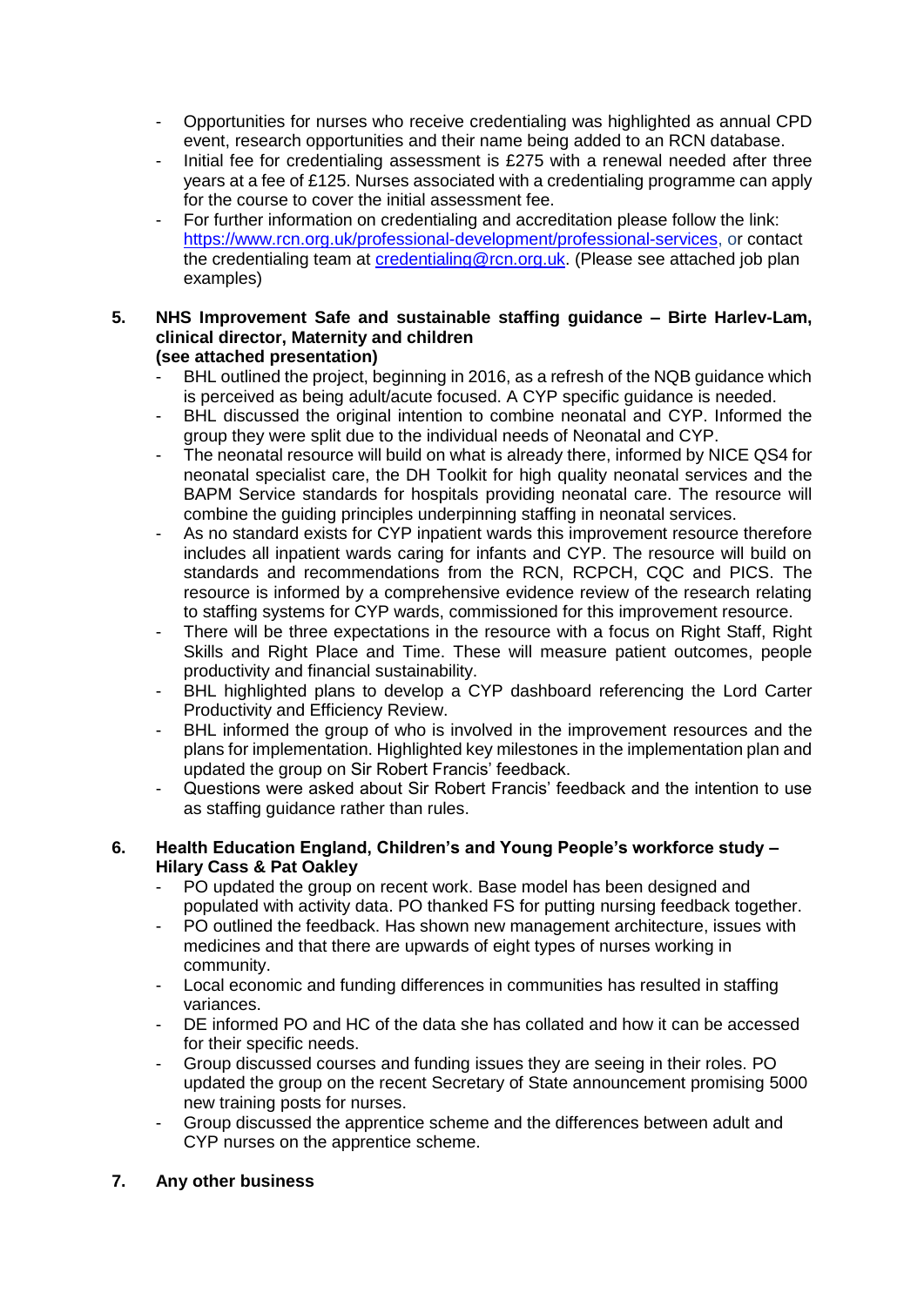- Opportunities for nurses who receive credentialing was highlighted as annual CPD event, research opportunities and their name being added to an RCN database.
- Initial fee for credentialing assessment is £275 with a renewal needed after three years at a fee of £125. Nurses associated with a credentialing programme can apply for the course to cover the initial assessment fee.
- For further information on credentialing and accreditation please follow the link: [https://www.rcn.org.uk/professional-development/professional-services](https://www.rcn.org.uk/professional-development/professional-services), or contact the credentialing team at [credentialing@rcn.org.uk](mailto:credentialing@rcn.org.uk). (Please see attached job plan examples)

**5. NHS Improvement Safe and sustainable staffing guidance – Birte Harlev-Lam, clinical director, Maternity and children (see attached presentation)**

- BHL outlined the project, beginning in 2016, as a refresh of the NQB guidance which is perceived as being adult/acute focused. A CYP specific guidance is needed.
- BHL discussed the original intention to combine neonatal and CYP. Informed the group they were split due to the individual needs of Neonatal and CYP.
- The neonatal resource will build on what is already there, informed by NICE QS4 for neonatal specialist care, the DH Toolkit for high quality neonatal services and the BAPM Service standards for hospitals providing neonatal care. The resource will combine the guiding principles underpinning staffing in neonatal services.
- As no standard exists for CYP inpatient wards this improvement resource therefore includes all inpatient wards caring for infants and CYP. The resource will build on standards and recommendations from the RCN, RCPCH, CQC and PICS. The resource is informed by a comprehensive evidence review of the research relating to staffing systems for CYP wards, commissioned for this improvement resource.
- There will be three expectations in the resource with a focus on Right Staff, Right Skills and Right Place and Time. These will measure patient outcomes, people productivity and financial sustainability.
- BHL highlighted plans to develop a CYP dashboard referencing the Lord Carter Productivity and Efficiency Review.
- BHL informed the group of who is involved in the improvement resources and the plans for implementation. Highlighted key milestones in the implementation plan and updated the group on Sir Robert Francis' feedback.
- Questions were asked about Sir Robert Francis' feedback and the intention to use as staffing guidance rather than rules.

**6. Health Education England, Children's and Young People's workforce study – Hilary Cass & Pat Oakley**

- PO updated the group on recent work. Base model has been designed and populated with activity data. PO thanked FS for putting nursing feedback together.
- PO outlined the feedback. Has shown new management architecture, issues with medicines and that there are upwards of eight types of nurses working in community.
- Local economic and funding differences in communities has resulted in staffing variances.
- DE informed PO and HC of the data she has collated and how it can be accessed for their specific needs.
- Group discussed courses and funding issues they are seeing in their roles. PO updated the group on the recent Secretary of State announcement promising 5000 new training posts for nurses.
- Group discussed the apprentice scheme and the differences between adult and CYP nurses on the apprentice scheme.

**7. Any other business**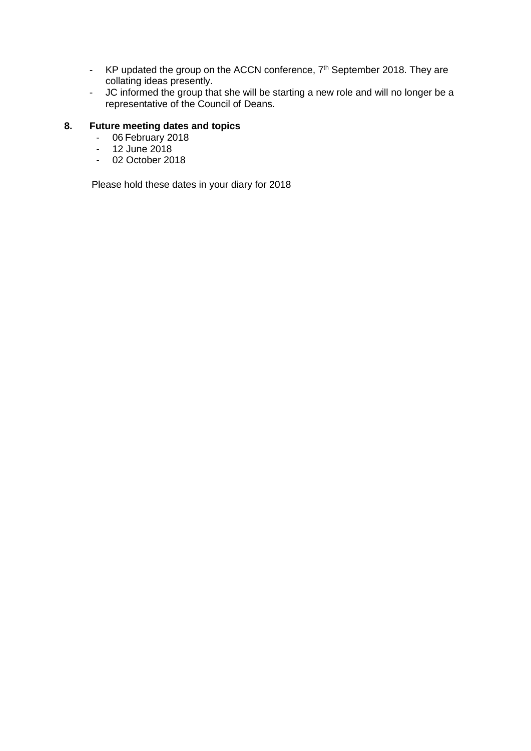- KP updated the group on the ACCN conference, 7th September 2018. They are collating ideas presently.
- JC informed the group that she will be starting a new role and will no longer be a representative of the Council of Deans.

## 8. Future meeting dates and topics

- 06 February 2018
- 12 June 2018
- 02 October 2018

Please hold these dates in your diary for 2018